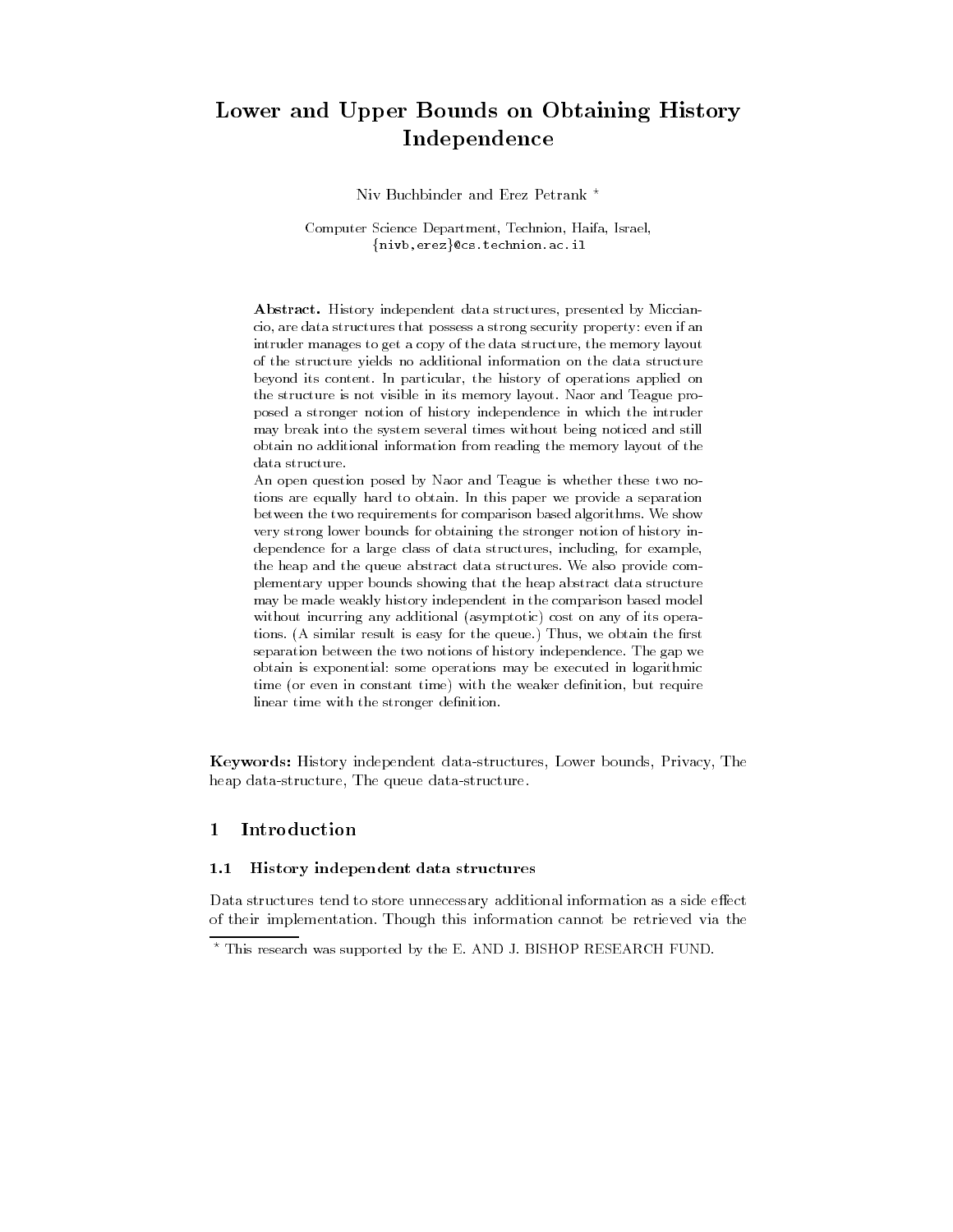# Lower and Upper Bounds on Obtaining History Independence

Niv Buchbinder and Erez Petrank *

Computer Science Department, Technion, Haifa, Israel,
{nivb,erez}@cs.technion.ac.il

**Abstract.** History independent data structures, presented by Micciancio, are data structures that possess a strong security property: even if an intruder manages to get a copy of the data structure, the memory layout of the structure yields no additional information on the data structure beyond its content. In particular, the history of operations applied on the structure is not visible in its memory layout. Naor and Teague proposed a stronger notion of history independence in which the intruder may break into the system several times without being noticed and still obtain no additional information from reading the memory layout of the data structure.

An open question posed by Naor and Teague is whether these two notions are equally hard to obtain. In this paper we provide a separation between the two requirements for comparison based algorithms. We show very strong lower bounds for obtaining the stronger notion of history independence for a large class of data structures, including, for example, the heap and the queue abstract data structures. We also provide complementary upper bounds showing that the heap abstract data structure may be made weakly history independent in the comparison based model without incurring any additional (asymptotic) cost on any of its operations. (A similar result is easy for the queue.) Thus, we obtain the first separation between the two notions of history independence. The gap we obtain is exponential: some operations may be executed in logarithmic time (or even in constant time) with the weaker definition, but require linear time with the stronger definition.

**Keywords:** History independent data-structures, Lower bounds, Privacy, The heap data-structure, The queue data-structure.

## 1 Introduction

### 1.1 History independent data structures

Data structures tend to store unnecessary additional information as a side effect of their implementation. Though this information cannot be retrieved via the

* This research was supported by the E. AND J. BISHOP RESEARCH FUND.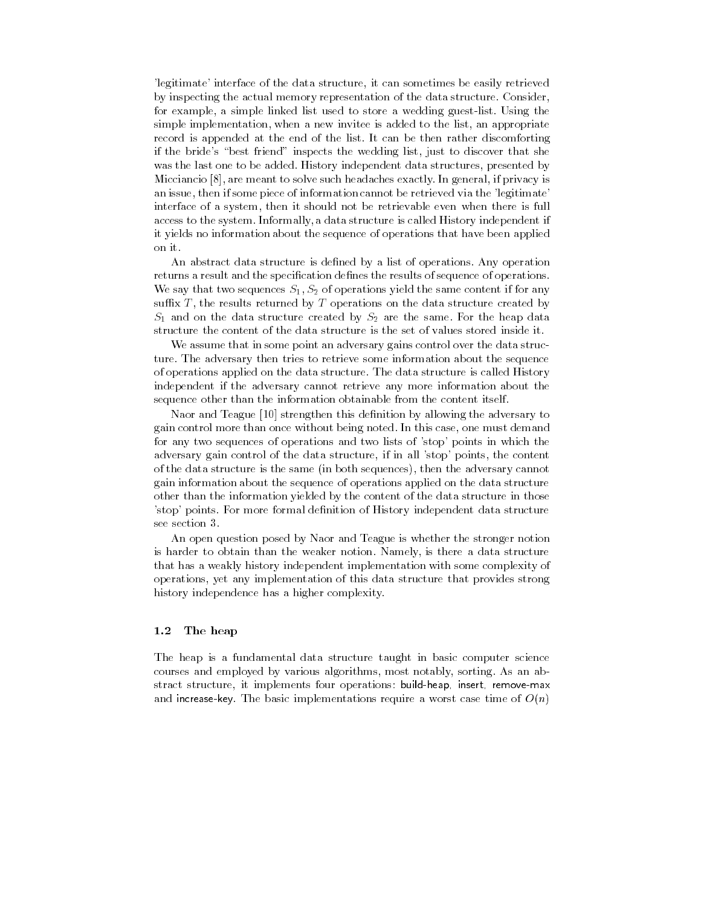'legitimate' interface of the data structure, it can sometimes be easily retrieved by inspecting the actual memory representation of the data structure. Consider, for example, a simple linked list used to store a wedding guest-list. Using the simple implementation, when a new invitee is added to the list, an appropriate record is appended at the end of the list. It can be then rather discomforting if the bride's "best friend" inspects the wedding list, just to discover that she was the last one to be added. History independent data structures, presented by Micciancio [8], are meant to solve such headaches exactly. In general, if privacy is an issue, then if some piece of information cannot be retrieved via the 'legitimate' interface of a system, then it should not be retrievable even when there is full access to the system. Informally, a data structure is called History independent if it yields no information about the sequence of operations that have been applied on it.

An abstract data structure is defined by a list of operations. Any operation returns a result and the specification defines the results of sequence of operations. We say that two sequences $S_1, S_2$ of operations yield the same content if for any suffix $T$, the results returned by $T$ operations on the data structure created by $S_1$ and on the data structure created by $S_2$ are the same. For the heap data structure the content of the data structure is the set of values stored inside it.

We assume that in some point an adversary gains control over the data structure. The adversary then tries to retrieve some information about the sequence of operations applied on the data structure. The data structure is called History independent if the adversary cannot retrieve any more information about the sequence other than the information obtainable from the content itself.

Naor and Teague [10] strengthen this definition by allowing the adversary to gain control more than once without being noted. In this case, one must demand for any two sequences of operations and two lists of 'stop' points in which the adversary gain control of the data structure, if in all 'stop' points, the content of the data structure is the same (in both sequences), then the adversary cannot gain information about the sequence of operations applied on the data structure other than the information yielded by the content of the data structure in those 'stop' points. For more formal definition of History independent data structure see section 3.

An open question posed by Naor and Teague is whether the stronger notion is harder to obtain than the weaker notion. Namely, is there a data structure that has a weakly history independent implementation with some complexity of operations, yet any implementation of this data structure that provides strong history independence has a higher complexity.

### 1.2 The heap

The heap is a fundamental data structure taught in basic computer science courses and employed by various algorithms, most notably, sorting. As an abstract structure, it implements four operations: build-heap, insert, remove-max and increase-key. The basic implementations require a worst case time of $O(n)$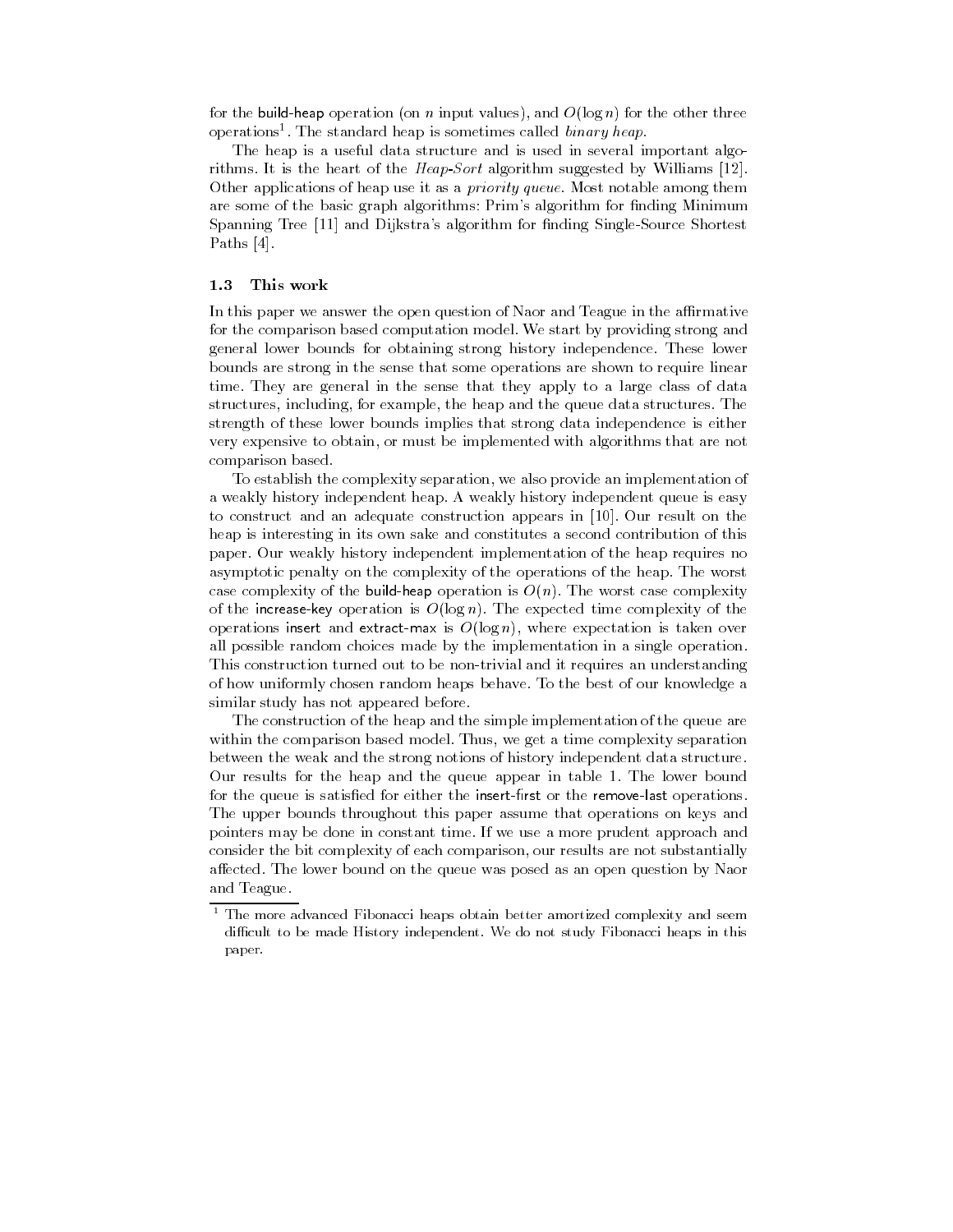for the build-heap operation (on $n$ input values), and $O(\log n)$ for the other three operations[1]. The standard heap is sometimes called *binary heap*.

The heap is a useful data structure and is used in several important algorithms. It is the heart of the *Heap-Sort* algorithm suggested by Williams [12]. Other applications of heap use it as a *priority queue*. Most notable among them are some of the basic graph algorithms: Prim's algorithm for finding Minimum Spanning Tree [11] and Dijkstra's algorithm for finding Single-Source Shortest Paths [4].

### 1.3 This work

In this paper we answer the open question of Naor and Teague in the affirmative for the comparison based computation model. We start by providing strong and general lower bounds for obtaining strong history independence. These lower bounds are strong in the sense that some operations are shown to require linear time. They are general in the sense that they apply to a large class of data structures, including, for example, the heap and the queue data structures. The strength of these lower bounds implies that strong data independence is either very expensive to obtain, or must be implemented with algorithms that are not comparison based.

To establish the complexity separation, we also provide an implementation of a weakly history independent heap. A weakly history independent queue is easy to construct and an adequate construction appears in [10]. Our result on the heap is interesting in its own sake and constitutes a second contribution of this paper. Our weakly history independent implementation of the heap requires no asymptotic penalty on the complexity of the operations of the heap. The worst case complexity of the build-heap operation is $O(n)$. The worst case complexity of the increase-key operation is $O(\log n)$. The expected time complexity of the operations insert and extract-max is $O(\log n)$, where expectation is taken over all possible random choices made by the implementation in a single operation. This construction turned out to be non-trivial and it requires an understanding of how uniformly chosen random heaps behave. To the best of our knowledge a similar study has not appeared before.

The construction of the heap and the simple implementation of the queue are within the comparison based model. Thus, we get a time complexity separation between the weak and the strong notions of history independent data structure. Our results for the heap and the queue appear in table 1. The lower bound for the queue is satisfied for either the insert-first or the remove-last operations. The upper bounds throughout this paper assume that operations on keys and pointers may be done in constant time. If we use a more prudent approach and consider the bit complexity of each comparison, our results are not substantially affected. The lower bound on the queue was posed as an open question by Naor and Teague.

[1] The more advanced Fibonacci heaps obtain better amortized complexity and seem difficult to be made History independent. We do not study Fibonacci heaps in this paper.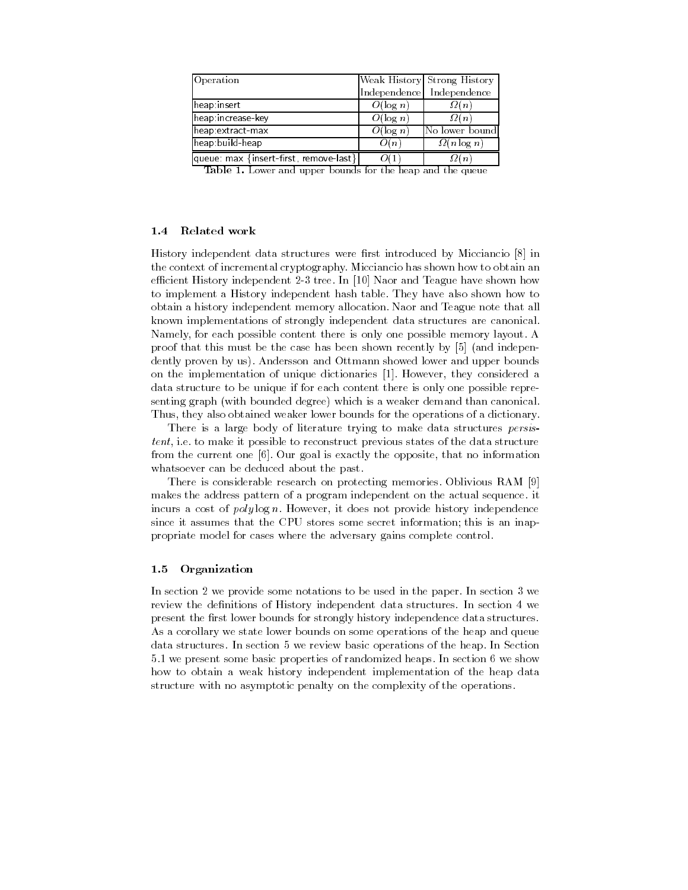| Operation | Weak History Independence | Strong History Independence |
|---|---|---|
| heap:insert | $O(\log n)$ | $\Omega(n)$ |
| heap:increase-key | $O(\log n)$ | $\Omega(n)$ |
| heap:extract-max | $O(\log n)$ | No lower bound |
| heap:build-heap | $O(n)$ | $\Omega(n \log n)$ |
| queue: max {insert-first, remove-last} | $O(1)$ | $\Omega(n)$ |

**Table 1.** Lower and upper bounds for the heap and the queue

### 1.4 Related work

History independent data structures were first introduced by Micciancio [8] in the context of incremental cryptography. Micciancio has shown how to obtain an efficient History independent 2-3 tree. In [10] Naor and Teague have shown how to implement a History independent hash table. They have also shown how to obtain a history independent memory allocation. Naor and Teague note that all known implementations of strongly independent data structures are canonical. Namely, for each possible content there is only one possible memory layout. A proof that this must be the case has been shown recently by [5] (and independently proven by us). Andersson and Ottmann showed lower and upper bounds on the implementation of unique dictionaries [1]. However, they considered a data structure to be unique if for each content there is only one possible representing graph (with bounded degree) which is a weaker demand than canonical. Thus, they also obtained weaker lower bounds for the operations of a dictionary.

There is a large body of literature trying to make data structures *persistent*, i.e. to make it possible to reconstruct previous states of the data structure from the current one [6]. Our goal is exactly the opposite, that no information whatsoever can be deduced about the past.

There is considerable research on protecting memories. Oblivious RAM [9] makes the address pattern of a program independent on the actual sequence. it incurs a cost of $poly \log n$. However, it does not provide history independence since it assumes that the CPU stores some secret information; this is an inappropriate model for cases where the adversary gains complete control.

### 1.5 Organization

In section 2 we provide some notations to be used in the paper. In section 3 we review the definitions of History independent data structures. In section 4 we present the first lower bounds for strongly history independence data structures. As a corollary we state lower bounds on some operations of the heap and queue data structures. In section 5 we review basic operations of the heap. In Section 5.1 we present some basic properties of randomized heaps. In section 6 we show how to obtain a weak history independent implementation of the heap data structure with no asymptotic penalty on the complexity of the operations.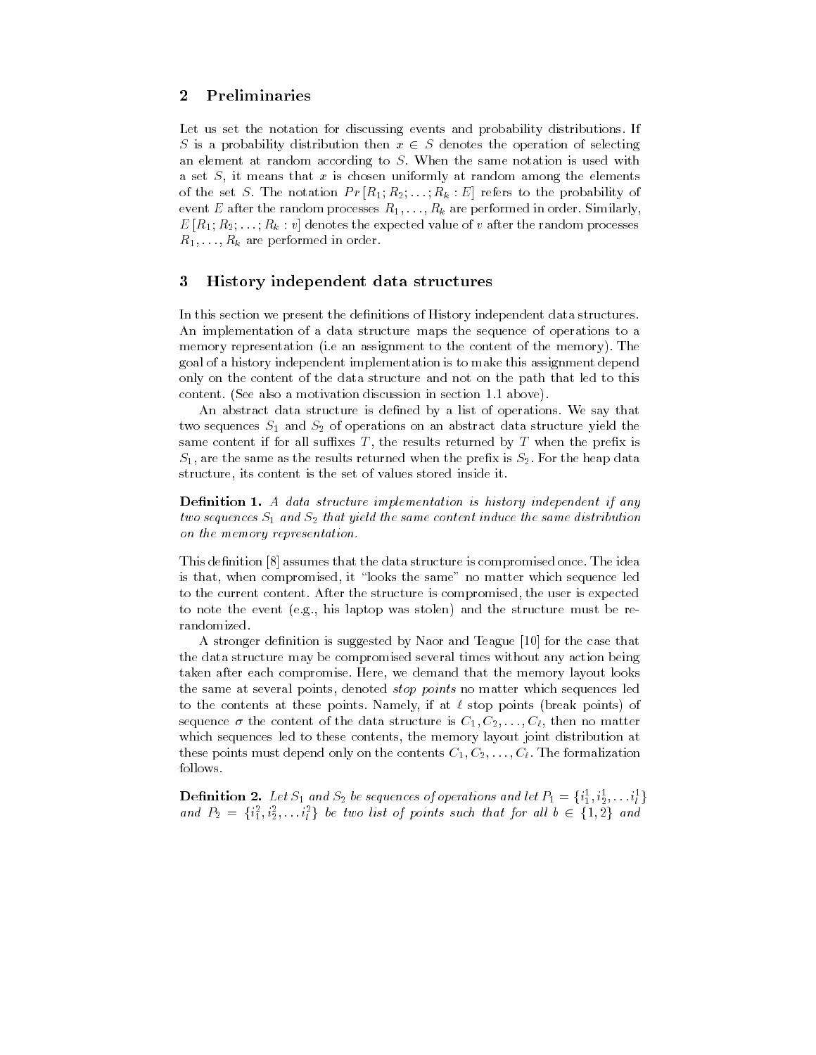## 2 Preliminaries

Let us set the notation for discussing events and probability distributions. If $S$ is a probability distribution then $x \in S$ denotes the operation of selecting an element at random according to $S$. When the same notation is used with a set $S$, it means that $x$ is chosen uniformly at random among the elements of the set $S$. The notation $Pr[R_1; R_2; \ldots; R_k : E]$ refers to the probability of event $E$ after the random processes $R_1, \ldots, R_k$ are performed in order. Similarly, $E[R_1; R_2; \ldots; R_k : v]$ denotes the expected value of $v$ after the random processes $R_1, \ldots, R_k$ are performed in order.

## 3 History independent data structures

In this section we present the definitions of History independent data structures. An implementation of a data structure maps the sequence of operations to a memory representation (i.e an assignment to the content of the memory). The goal of a history independent implementation is to make this assignment depend only on the content of the data structure and not on the path that led to this content. (See also a motivation discussion in section 1.1 above).

An abstract data structure is defined by a list of operations. We say that two sequences $S_1$ and $S_2$ of operations on an abstract data structure yield the same content if for all suffixes $T$, the results returned by $T$ when the prefix is $S_1$, are the same as the results returned when the prefix is $S_2$. For the heap data structure, its content is the set of values stored inside it.

**Definition 1.** *A data structure implementation is history independent if any two sequences $S_1$ and $S_2$ that yield the same content induce the same distribution on the memory representation.*

This definition [8] assumes that the data structure is compromised once. The idea is that, when compromised, it "looks the same" no matter which sequence led to the current content. After the structure is compromised, the user is expected to note the event (e.g., his laptop was stolen) and the structure must be re-randomized.

A stronger definition is suggested by Naor and Teague [10] for the case that the data structure may be compromised several times without any action being taken after each compromise. Here, we demand that the memory layout looks the same at several points, denoted *stop points* no matter which sequences led to the contents at these points. Namely, if at $\ell$ stop points (break points) of sequence $\sigma$ the content of the data structure is $C_1, C_2, \ldots, C_\ell$, then no matter which sequences led to these contents, the memory layout joint distribution at these points must depend only on the contents $C_1, C_2, \ldots, C_\ell$. The formalization follows.

**Definition 2.** *Let $S_1$ and $S_2$ be sequences of operations and let $P_1 = \{i^1_1, i^1_2, \ldots i^1_l\}$ and $P_2 = \{i^2_1, i^2_2, \ldots i^2_l\}$ be two list of points such that for all $b \in \{1, 2\}$ and*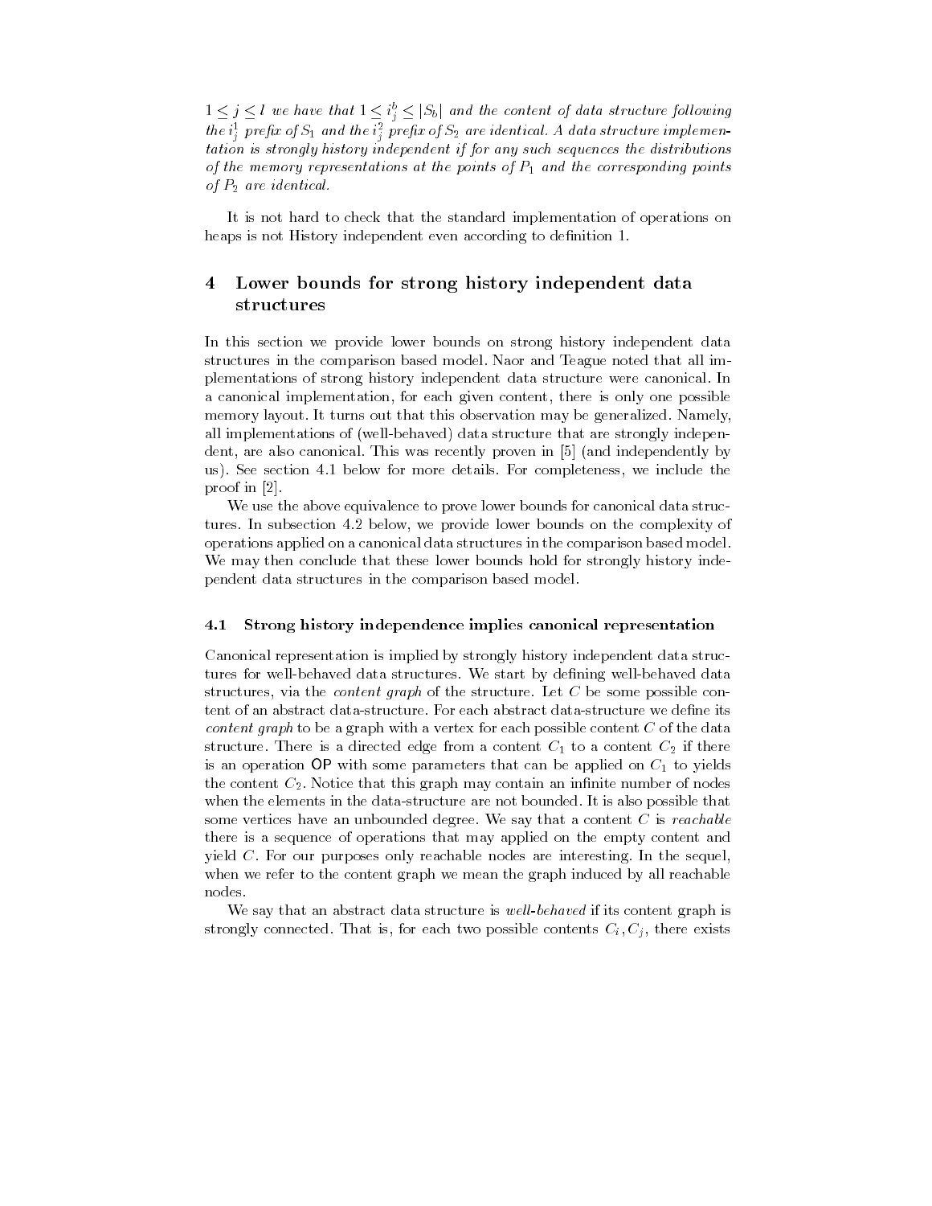*$1 \leq j \leq l$ we have that $1 \leq i_j^b \leq |S_b|$ and the content of data structure following the $i_j^1$ prefix of $S_1$ and the $i_j^2$ prefix of $S_2$ are identical. A data structure implementation is strongly history independent if for any such sequences the distributions of the memory representations at the points of $P_1$ and the corresponding points of $P_2$ are identical.*

It is not hard to check that the standard implementation of operations on heaps is not History independent even according to definition 1.

## 4 Lower bounds for strong history independent data structures

In this section we provide lower bounds on strong history independent data structures in the comparison based model. Naor and Teague noted that all implementations of strong history independent data structure were canonical. In a canonical implementation, for each given content, there is only one possible memory layout. It turns out that this observation may be generalized. Namely, all implementations of (well-behaved) data structure that are strongly independent, are also canonical. This was recently proven in [5] (and independently by us). See section 4.1 below for more details. For completeness, we include the proof in [2].

We use the above equivalence to prove lower bounds for canonical data structures. In subsection 4.2 below, we provide lower bounds on the complexity of operations applied on a canonical data structures in the comparison based model. We may then conclude that these lower bounds hold for strongly history independent data structures in the comparison based model.

### 4.1 Strong history independence implies canonical representation

Canonical representation is implied by strongly history independent data structures for well-behaved data structures. We start by defining well-behaved data structures, via the *content graph* of the structure. Let $C$ be some possible content of an abstract data-structure. For each abstract data-structure we define its *content graph* to be a graph with a vertex for each possible content $C$ of the data structure. There is a directed edge from a content $C_1$ to a content $C_2$ if there is an operation $\mathsf{OP}$ with some parameters that can be applied on $C_1$ to yields the content $C_2$. Notice that this graph may contain an infinite number of nodes when the elements in the data-structure are not bounded. It is also possible that some vertices have an unbounded degree. We say that a content $C$ is *reachable* there is a sequence of operations that may applied on the empty content and yield $C$. For our purposes only reachable nodes are interesting. In the sequel, when we refer to the content graph we mean the graph induced by all reachable nodes.

We say that an abstract data structure is *well-behaved* if its content graph is strongly connected. That is, for each two possible contents $C_i, C_j$, there exists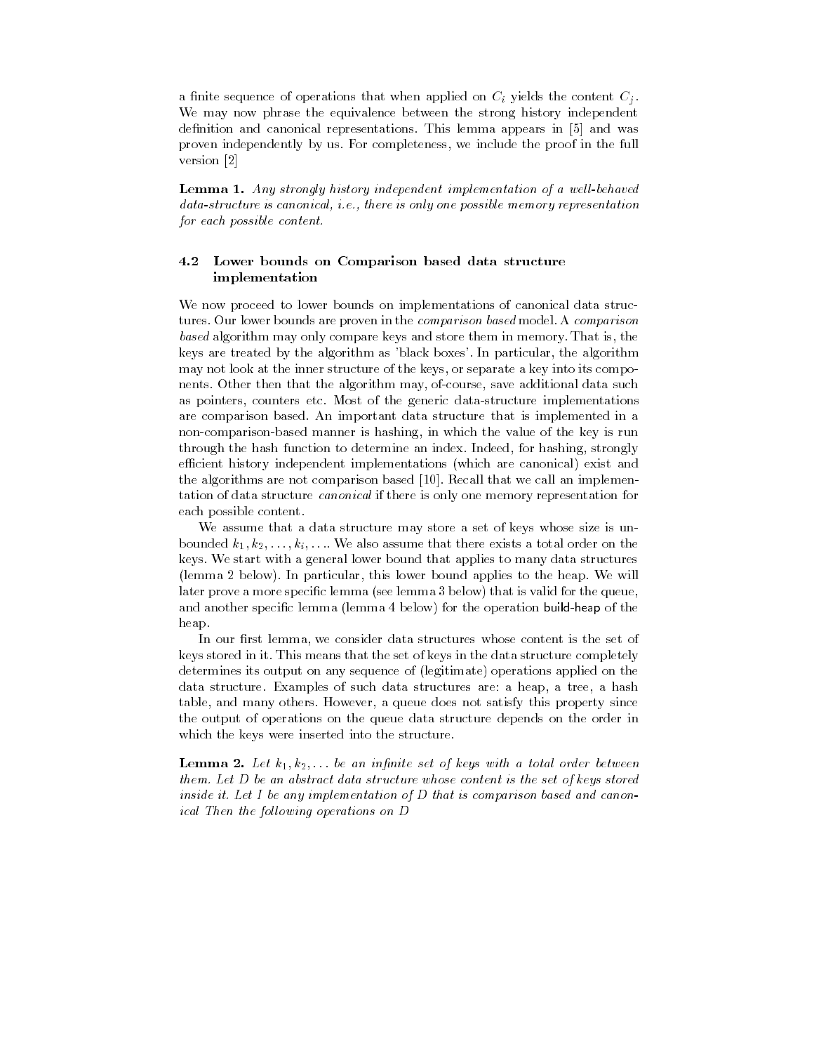a finite sequence of operations that when applied on $C_i$ yields the content $C_j$. We may now phrase the equivalence between the strong history independent definition and canonical representations. This lemma appears in [5] and was proven independently by us. For completeness, we include the proof in the full version [2]

**Lemma 1.** *Any strongly history independent implementation of a well-behaved data-structure is canonical, i.e., there is only one possible memory representation for each possible content.*

### 4.2 Lower bounds on Comparison based data structure implementation

We now proceed to lower bounds on implementations of canonical data structures. Our lower bounds are proven in the *comparison based* model. A *comparison based* algorithm may only compare keys and store them in memory. That is, the keys are treated by the algorithm as 'black boxes'. In particular, the algorithm may not look at the inner structure of the keys, or separate a key into its components. Other then that the algorithm may, of-course, save additional data such as pointers, counters etc. Most of the generic data-structure implementations are comparison based. An important data structure that is implemented in a non-comparison-based manner is hashing, in which the value of the key is run through the hash function to determine an index. Indeed, for hashing, strongly efficient history independent implementations (which are canonical) exist and the algorithms are not comparison based [10]. Recall that we call an implementation of data structure *canonical* if there is only one memory representation for each possible content.

We assume that a data structure may store a set of keys whose size is unbounded $k_1, k_2, \ldots, k_i, \ldots$. We also assume that there exists a total order on the keys. We start with a general lower bound that applies to many data structures (lemma 2 below). In particular, this lower bound applies to the heap. We will later prove a more specific lemma (see lemma 3 below) that is valid for the queue, and another specific lemma (lemma 4 below) for the operation build-heap of the heap.

In our first lemma, we consider data structures whose content is the set of keys stored in it. This means that the set of keys in the data structure completely determines its output on any sequence of (legitimate) operations applied on the data structure. Examples of such data structures are: a heap, a tree, a hash table, and many others. However, a queue does not satisfy this property since the output of operations on the queue data structure depends on the order in which the keys were inserted into the structure.

**Lemma 2.** *Let $k_1, k_2, \ldots$ be an infinite set of keys with a total order between them. Let $D$ be an abstract data structure whose content is the set of keys stored inside it. Let $I$ be any implementation of $D$ that is comparison based and canonical Then the following operations on $D$*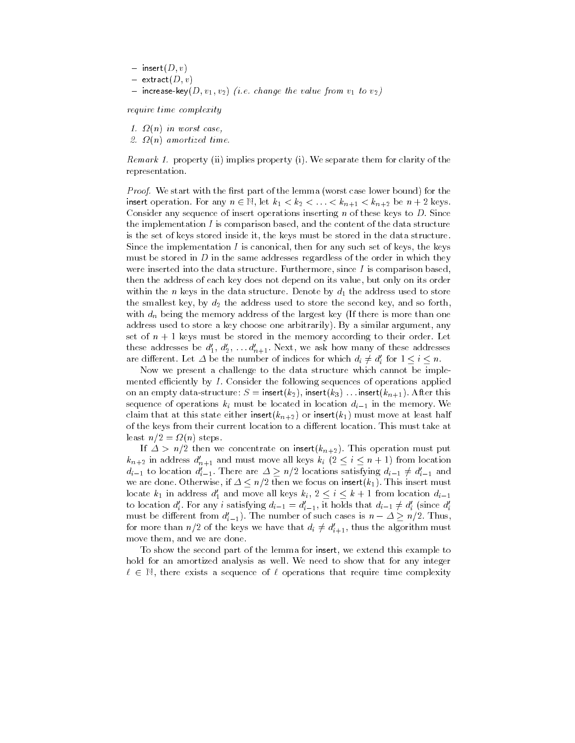– $\mathsf{insert}(D, v)$
– $\mathsf{extract}(D, v)$
– $\mathsf{increase\text{-}key}(D, v_1, v_2)$ *(i.e. change the value from $v_1$ to $v_2$)*

*require time complexity*

1. *$\Omega(n)$ in worst case,*
2. *$\Omega(n)$ amortized time.*

*Remark 1.* property (ii) implies property (i). We separate them for clarity of the representation.

*Proof.* We start with the first part of the lemma (worst case lower bound) for the $\mathsf{insert}$ operation. For any $n \in \mathbb{N}$, let $k_1 < k_2 < \ldots < k_{n+1} < k_{n+2}$ be $n+2$ keys. Consider any sequence of insert operations inserting $n$ of these keys to $D$. Since the implementation $I$ is comparison based, and the content of the data structure is the set of keys stored inside it, the keys must be stored in the data structure. Since the implementation $I$ is canonical, then for any such set of keys, the keys must be stored in $D$ in the same addresses regardless of the order in which they were inserted into the data structure. Furthermore, since $I$ is comparison based, then the address of each key does not depend on its value, but only on its order within the $n$ keys in the data structure. Denote by $d_1$ the address used to store the smallest key, by $d_2$ the address used to store the second key, and so forth, with $d_n$ being the memory address of the largest key (If there is more than one address used to store a key choose one arbitrarily). By a similar argument, any set of $n+1$ keys must be stored in the memory according to their order. Let these addresses be $d'_1$, $d'_2$, $\ldots d'_{n+1}$. Next, we ask how many of these addresses are different. Let $\Delta$ be the number of indices for which $d_i \neq d'_i$ for $1 \leq i \leq n$.

Now we present a challenge to the data structure which cannot be implemented efficiently by $I$. Consider the following sequences of operations applied on an empty data-structure: $S = \mathsf{insert}(k_2), \mathsf{insert}(k_3) \ldots \mathsf{insert}(k_{n+1})$. After this sequence of operations $k_i$ must be located in location $d_{i-1}$ in the memory. We claim that at this state either $\mathsf{insert}(k_{n+2})$ or $\mathsf{insert}(k_1)$ must move at least half of the keys from their current location to a different location. This must take at least $n/2 = \Omega(n)$ steps.

If $\Delta > n/2$ then we concentrate on $\mathsf{insert}(k_{n+2})$. This operation must put $k_{n+2}$ in address $d'_{n+1}$ and must move all keys $k_i$ $(2 \leq i \leq n+1)$ from location $d_{i-1}$ to location $d'_{i-1}$. There are $\Delta \geq n/2$ locations satisfying $d_{i-1} \neq d'_{i-1}$ and we are done. Otherwise, if $\Delta \leq n/2$ then we focus on $\mathsf{insert}(k_1)$. This insert must locate $k_1$ in address $d'_1$ and move all keys $k_i$, $2 \leq i \leq k+1$ from location $d_{i-1}$ to location $d'_i$. For any $i$ satisfying $d_{i-1} = d'_{i-1}$, it holds that $d_{i-1} \neq d'_i$ (since $d'_i$ must be different from $d'_{i-1}$). The number of such cases is $n - \Delta \geq n/2$. Thus, for more than $n/2$ of the keys we have that $d_i \neq d'_{i+1}$, thus the algorithm must move them, and we are done.

To show the second part of the lemma for $\mathsf{insert}$, we extend this example to hold for an amortized analysis as well. We need to show that for any integer $\ell \in \mathbb{N}$, there exists a sequence of $\ell$ operations that require time complexity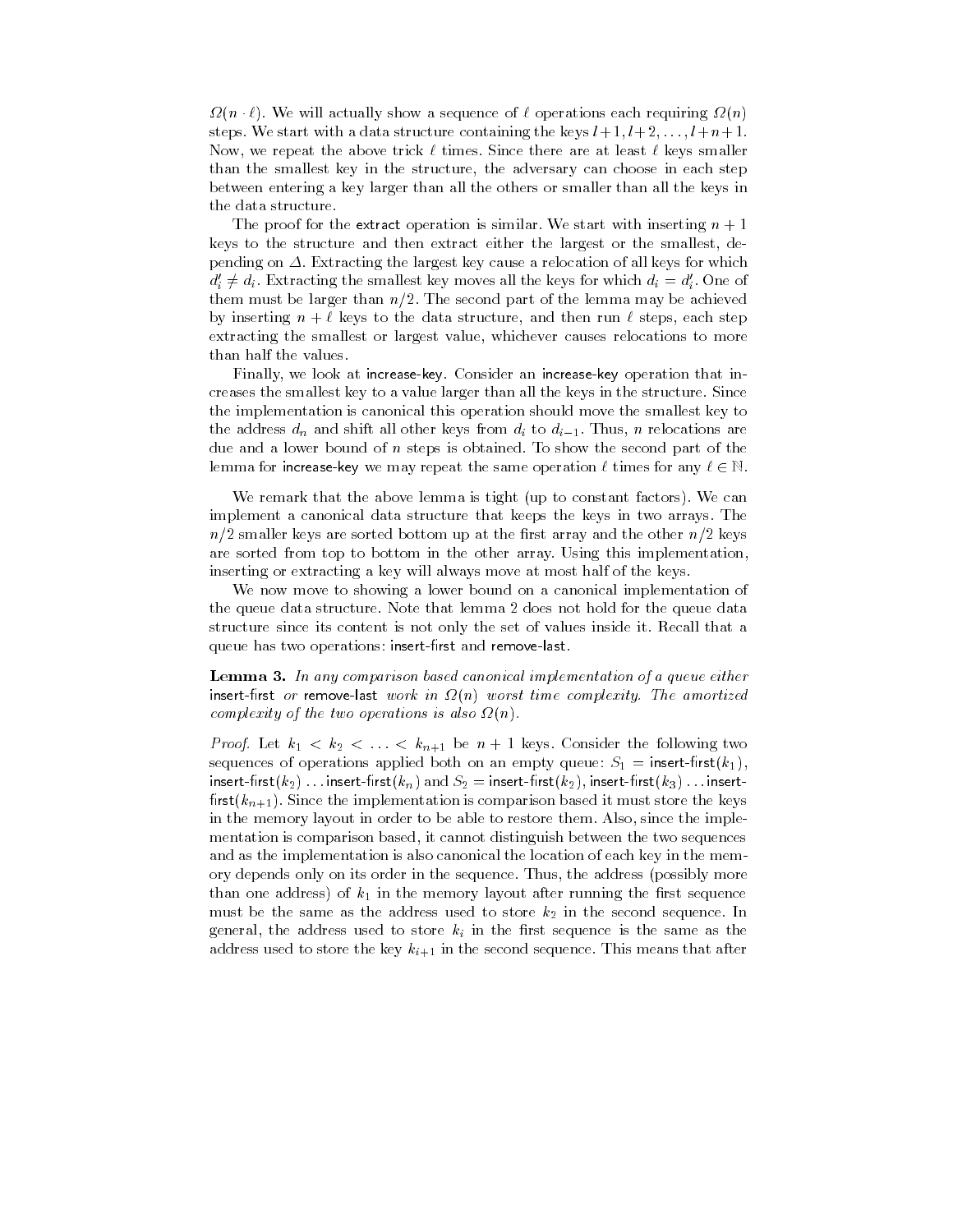$\Omega(n \cdot \ell)$. We will actually show a sequence of $\ell$ operations each requiring $\Omega(n)$ steps. We start with a data structure containing the keys $l+1, l+2, \ldots, l+n+1$. Now, we repeat the above trick $\ell$ times. Since there are at least $\ell$ keys smaller than the smallest key in the structure, the adversary can choose in each step between entering a key larger than all the others or smaller than all the keys in the data structure.

The proof for the extract operation is similar. We start with inserting $n+1$ keys to the structure and then extract either the largest or the smallest, depending on $\Delta$. Extracting the largest key cause a relocation of all keys for which $d'_i \neq d_i$. Extracting the smallest key moves all the keys for which $d_i = d'_i$. One of them must be larger than $n/2$. The second part of the lemma may be achieved by inserting $n + \ell$ keys to the data structure, and then run $\ell$ steps, each step extracting the smallest or largest value, whichever causes relocations to more than half the values.

Finally, we look at increase-key. Consider an increase-key operation that increases the smallest key to a value larger than all the keys in the structure. Since the implementation is canonical this operation should move the smallest key to the address $d_n$ and shift all other keys from $d_i$ to $d_{i-1}$. Thus, $n$ relocations are due and a lower bound of $n$ steps is obtained. To show the second part of the lemma for increase-key we may repeat the same operation $\ell$ times for any $\ell \in \mathbb{N}$.

We remark that the above lemma is tight (up to constant factors). We can implement a canonical data structure that keeps the keys in two arrays. The $n/2$ smaller keys are sorted bottom up at the first array and the other $n/2$ keys are sorted from top to bottom in the other array. Using this implementation, inserting or extracting a key will always move at most half of the keys.

We now move to showing a lower bound on a canonical implementation of the queue data structure. Note that lemma 2 does not hold for the queue data structure since its content is not only the set of values inside it. Recall that a queue has two operations: insert-first and remove-last.

**Lemma 3.** *In any comparison based canonical implementation of a queue either* insert-first *or* remove-last *work in $\Omega(n)$ worst time complexity. The amortized complexity of the two operations is also $\Omega(n)$.*

*Proof.* Let $k_1 < k_2 < \ldots < k_{n+1}$ be $n+1$ keys. Consider the following two sequences of operations applied both on an empty queue: $S_1 =$ insert-first$(k_1)$, insert-first$(k_2)$ ... insert-first$(k_n)$ and $S_2 =$ insert-first$(k_2)$, insert-first$(k_3)$ ... insert-first$(k_{n+1})$. Since the implementation is comparison based it must store the keys in the memory layout in order to be able to restore them. Also, since the implementation is comparison based, it cannot distinguish between the two sequences and as the implementation is also canonical the location of each key in the memory depends only on its order in the sequence. Thus, the address (possibly more than one address) of $k_1$ in the memory layout after running the first sequence must be the same as the address used to store $k_2$ in the second sequence. In general, the address used to store $k_i$ in the first sequence is the same as the address used to store the key $k_{i+1}$ in the second sequence. This means that after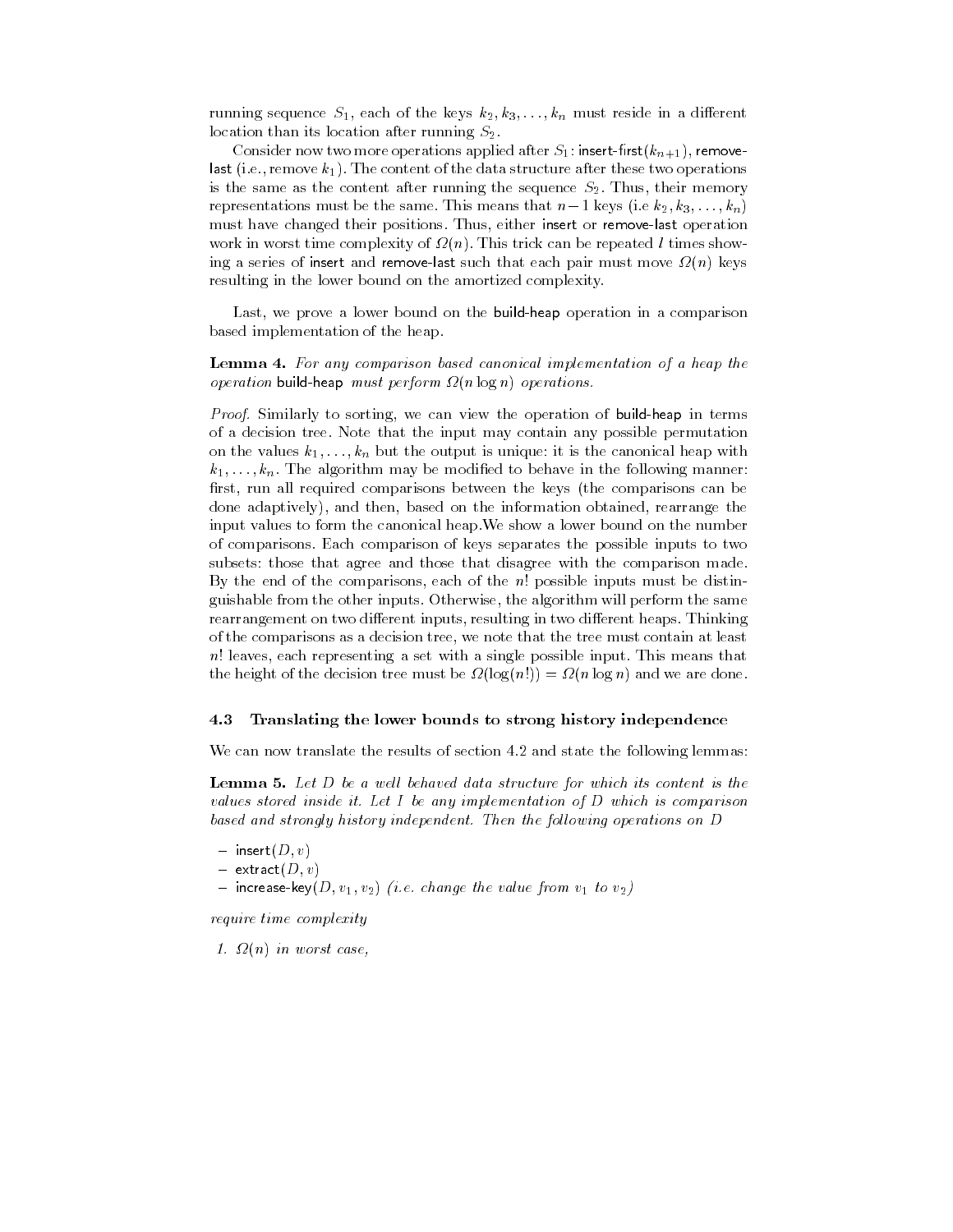running sequence $S_1$, each of the keys $k_2, k_3, \ldots, k_n$ must reside in a different location than its location after running $S_2$.

Consider now two more operations applied after $S_1$: insert-first($k_{n+1}$), remove-last (i.e., remove $k_1$). The content of the data structure after these two operations is the same as the content after running the sequence $S_2$. Thus, their memory representations must be the same. This means that $n-1$ keys (i.e $k_2, k_3, \ldots, k_n$) must have changed their positions. Thus, either insert or remove-last operation work in worst time complexity of $\Omega(n)$. This trick can be repeated $l$ times showing a series of insert and remove-last such that each pair must move $\Omega(n)$ keys resulting in the lower bound on the amortized complexity.

Last, we prove a lower bound on the build-heap operation in a comparison based implementation of the heap.

**Lemma 4.** *For any comparison based canonical implementation of a heap the operation* build-heap *must perform* $\Omega(n \log n)$ *operations.*

*Proof.* Similarly to sorting, we can view the operation of build-heap in terms of a decision tree. Note that the input may contain any possible permutation on the values $k_1, \ldots, k_n$ but the output is unique: it is the canonical heap with $k_1, \ldots, k_n$. The algorithm may be modified to behave in the following manner: first, run all required comparisons between the keys (the comparisons can be done adaptively), and then, based on the information obtained, rearrange the input values to form the canonical heap.We show a lower bound on the number of comparisons. Each comparison of keys separates the possible inputs to two subsets: those that agree and those that disagree with the comparison made. By the end of the comparisons, each of the $n!$ possible inputs must be distinguishable from the other inputs. Otherwise, the algorithm will perform the same rearrangement on two different inputs, resulting in two different heaps. Thinking of the comparisons as a decision tree, we note that the tree must contain at least $n!$ leaves, each representing a set with a single possible input. This means that the height of the decision tree must be $\Omega(\log(n!)) = \Omega(n \log n)$ and we are done.

### 4.3 Translating the lower bounds to strong history independence

We can now translate the results of section 4.2 and state the following lemmas:

**Lemma 5.** *Let $D$ be a well behaved data structure for which its content is the values stored inside it. Let $I$ be any implementation of $D$ which is comparison based and strongly history independent. Then the following operations on $D$*

- insert$(D, v)$
- extract$(D, v)$
- increase-key$(D, v_1, v_2)$ *(i.e. change the value from $v_1$ to $v_2$)*

*require time complexity*

1. *$\Omega(n)$ in worst case,*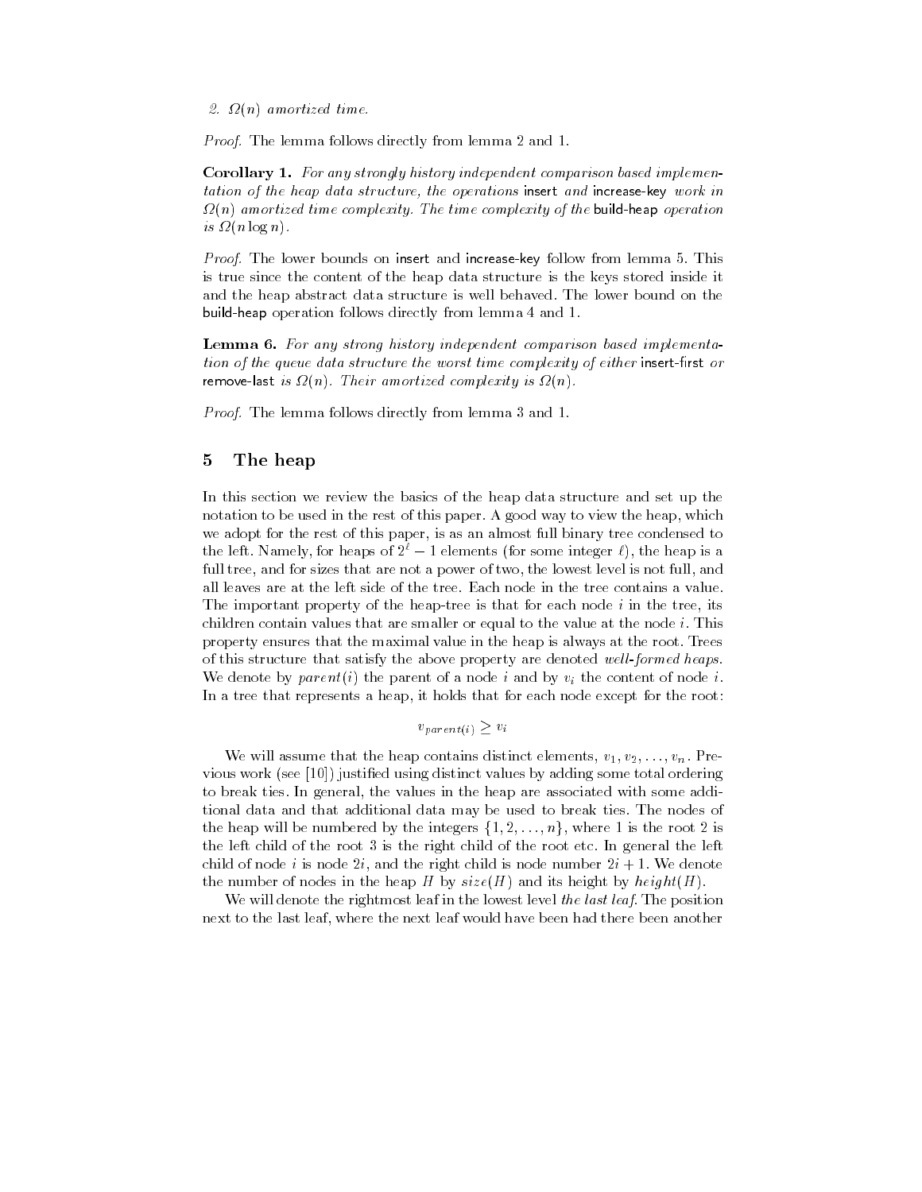2. $\Omega(n)$ *amortized time.*

*Proof.* The lemma follows directly from lemma 2 and 1.

**Corollary 1.** *For any strongly history independent comparison based implementation of the heap data structure, the operations* insert *and* increase-key *work in* $\Omega(n)$ *amortized time complexity. The time complexity of the* build-heap *operation is* $\Omega(n \log n)$.

*Proof.* The lower bounds on insert and increase-key follow from lemma 5. This is true since the content of the heap data structure is the keys stored inside it and the heap abstract data structure is well behaved. The lower bound on the build-heap operation follows directly from lemma 4 and 1.

**Lemma 6.** *For any strong history independent comparison based implementation of the queue data structure the worst time complexity of either* insert-first *or* remove-last *is* $\Omega(n)$. *Their amortized complexity is* $\Omega(n)$.

*Proof.* The lemma follows directly from lemma 3 and 1.

## 5 The heap

In this section we review the basics of the heap data structure and set up the notation to be used in the rest of this paper. A good way to view the heap, which we adopt for the rest of this paper, is as an almost full binary tree condensed to the left. Namely, for heaps of $2^\ell - 1$ elements (for some integer $\ell$), the heap is a full tree, and for sizes that are not a power of two, the lowest level is not full, and all leaves are at the left side of the tree. Each node in the tree contains a value. The important property of the heap-tree is that for each node $i$ in the tree, its children contain values that are smaller or equal to the value at the node $i$. This property ensures that the maximal value in the heap is always at the root. Trees of this structure that satisfy the above property are denoted *well-formed heaps*. We denote by $parent(i)$ the parent of a node $i$ and by $v_i$ the content of node $i$. In a tree that represents a heap, it holds that for each node except for the root:

$$v_{parent(i)} \geq v_i$$

We will assume that the heap contains distinct elements, $v_1, v_2, \ldots, v_n$. Previous work (see [10]) justified using distinct values by adding some total ordering to break ties. In general, the values in the heap are associated with some additional data and that additional data may be used to break ties. The nodes of the heap will be numbered by the integers $\{1, 2, \ldots, n\}$, where 1 is the root 2 is the left child of the root 3 is the right child of the root etc. In general the left child of node $i$ is node $2i$, and the right child is node number $2i + 1$. We denote the number of nodes in the heap $H$ by $size(H)$ and its height by $height(H)$.

We will denote the rightmost leaf in the lowest level *the last leaf*. The position next to the last leaf, where the next leaf would have been had there been another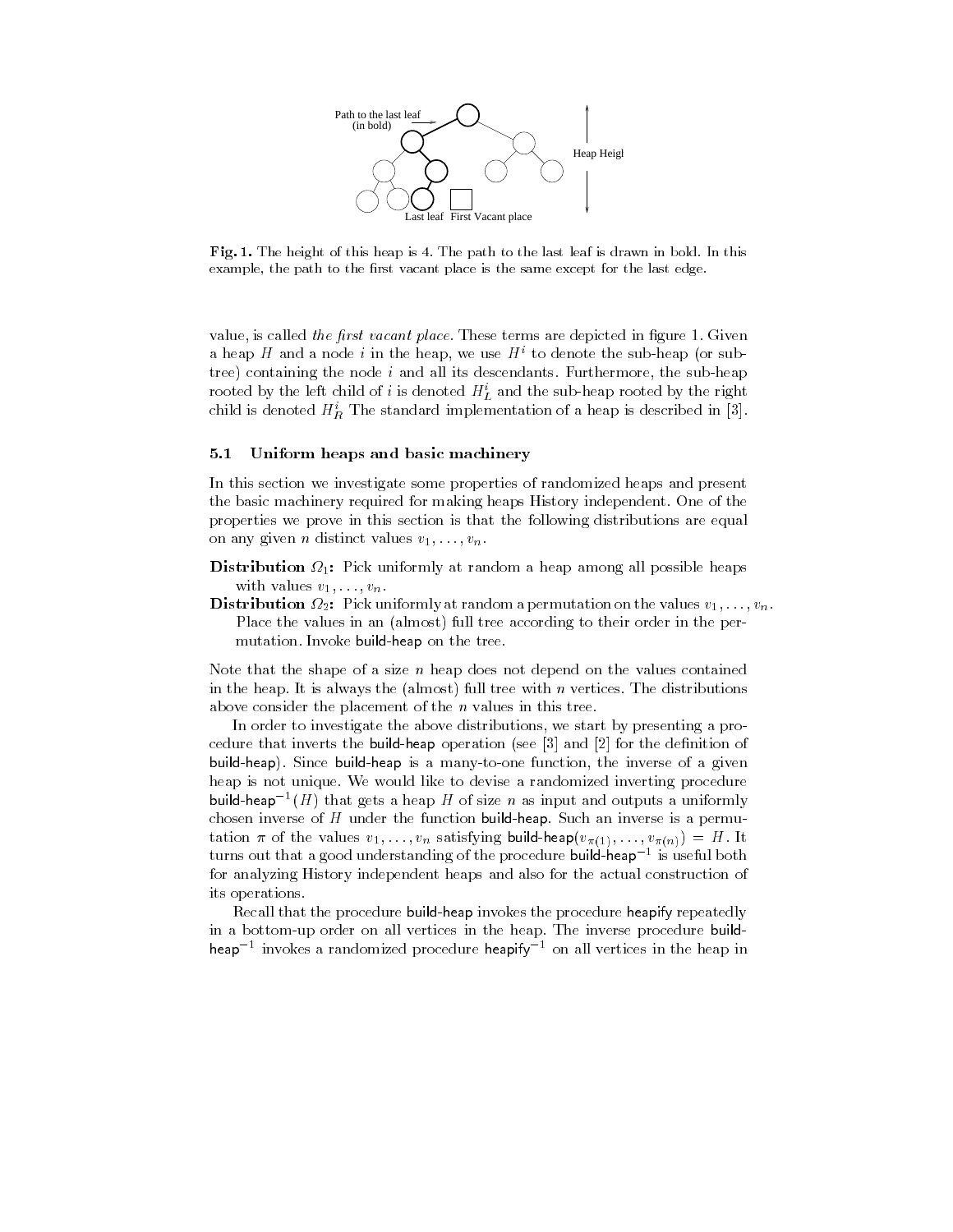Path to the last leaf (in bold)

Heap Heigl

Last leaf First Vacant place

**Fig. 1.** The height of this heap is 4. The path to the last leaf is drawn in bold. In this example, the path to the first vacant place is the same except for the last edge.

value, is called *the first vacant place*. These terms are depicted in figure 1. Given a heap $H$ and a node $i$ in the heap, we use $H^i$ to denote the sub-heap (or subtree) containing the node $i$ and all its descendants. Furthermore, the sub-heap rooted by the left child of $i$ is denoted $H^i_L$ and the sub-heap rooted by the right child is denoted $H^i_R$ The standard implementation of a heap is described in [3].

### 5.1 Uniform heaps and basic machinery

In this section we investigate some properties of randomized heaps and present the basic machinery required for making heaps History independent. One of the properties we prove in this section is that the following distributions are equal on any given $n$ distinct values $v_1, \ldots, v_n$.

**Distribution $\Omega_1$:** Pick uniformly at random a heap among all possible heaps with values $v_1, \ldots, v_n$.

**Distribution $\Omega_2$:** Pick uniformly at random a permutation on the values $v_1, \ldots, v_n$. Place the values in an (almost) full tree according to their order in the permutation. Invoke build-heap on the tree.

Note that the shape of a size $n$ heap does not depend on the values contained in the heap. It is always the (almost) full tree with $n$ vertices. The distributions above consider the placement of the $n$ values in this tree.

In order to investigate the above distributions, we start by presenting a procedure that inverts the build-heap operation (see [3] and [2] for the definition of build-heap). Since build-heap is a many-to-one function, the inverse of a given heap is not unique. We would like to devise a randomized inverting procedure build-heap$^{-1}(H)$ that gets a heap $H$ of size $n$ as input and outputs a uniformly chosen inverse of $H$ under the function build-heap. Such an inverse is a permutation $\pi$ of the values $v_1, \ldots, v_n$ satisfying build-heap$(v_{\pi(1)}, \ldots, v_{\pi(n)}) = H$. It turns out that a good understanding of the procedure build-heap$^{-1}$ is useful both for analyzing History independent heaps and also for the actual construction of its operations.

Recall that the procedure build-heap invokes the procedure heapify repeatedly in a bottom-up order on all vertices in the heap. The inverse procedure build-heap$^{-1}$ invokes a randomized procedure heapify$^{-1}$ on all vertices in the heap in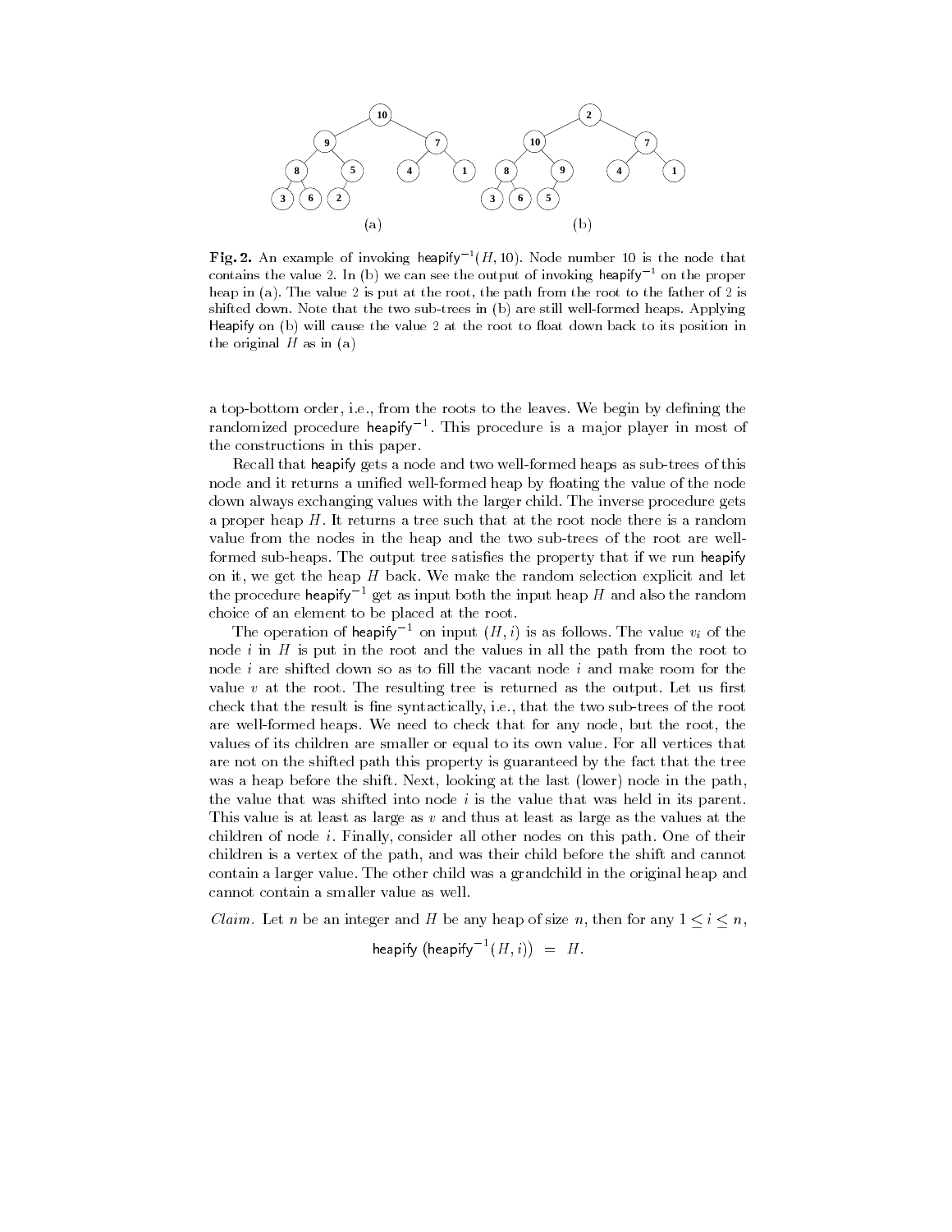10

9 7

8 5 4 1

3 6 2

(a)

2

10 7

8 9 4 1

3 6 5

(b)

**Fig. 2.** An example of invoking $\text{heapify}^{-1}(H, 10)$. Node number 10 is the node that contains the value 2. In (b) we can see the output of invoking $\text{heapify}^{-1}$ on the proper heap in (a). The value 2 is put at the root, the path from the root to the father of 2 is shifted down. Note that the two sub-trees in (b) are still well-formed heaps. Applying Heapify on (b) will cause the value 2 at the root to float down back to its position in the original $H$ as in (a)

a top-bottom order, i.e., from the roots to the leaves. We begin by defining the randomized procedure $\text{heapify}^{-1}$. This procedure is a major player in most of the constructions in this paper.

Recall that heapify gets a node and two well-formed heaps as sub-trees of this node and it returns a unified well-formed heap by floating the value of the node down always exchanging values with the larger child. The inverse procedure gets a proper heap $H$. It returns a tree such that at the root node there is a random value from the nodes in the heap and the two sub-trees of the root are well-formed sub-heaps. The output tree satisfies the property that if we run heapify on it, we get the heap $H$ back. We make the random selection explicit and let the procedure $\text{heapify}^{-1}$ get as input both the input heap $H$ and also the random choice of an element to be placed at the root.

The operation of $\text{heapify}^{-1}$ on input $(H, i)$ is as follows. The value $v_i$ of the node $i$ in $H$ is put in the root and the values in all the path from the root to node $i$ are shifted down so as to fill the vacant node $i$ and make room for the value $v$ at the root. The resulting tree is returned as the output. Let us first check that the result is fine syntactically, i.e., that the two sub-trees of the root are well-formed heaps. We need to check that for any node, but the root, the values of its children are smaller or equal to its own value. For all vertices that are not on the shifted path this property is guaranteed by the fact that the tree was a heap before the shift. Next, looking at the last (lower) node in the path, the value that was shifted into node $i$ is the value that was held in its parent. This value is at least as large as $v$ and thus at least as large as the values at the children of node $i$. Finally, consider all other nodes on this path. One of their children is a vertex of the path, and was their child before the shift and cannot contain a larger value. The other child was a grandchild in the original heap and cannot contain a smaller value as well.

*Claim.* Let $n$ be an integer and $H$ be any heap of size $n$, then for any $1 \le i \le n$,

$$\text{heapify}\left(\text{heapify}^{-1}(H, i)\right) = H.$$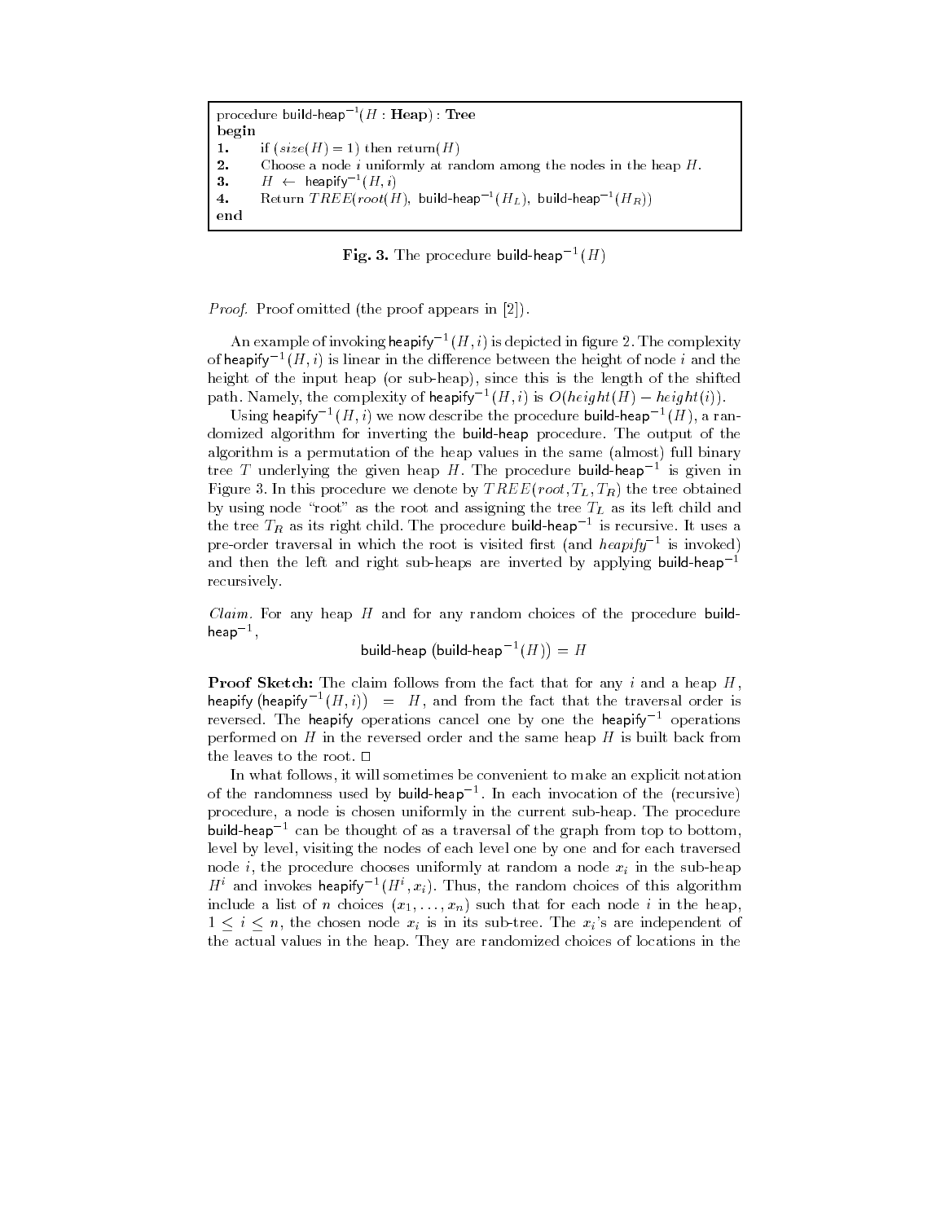```
procedure build-heap^{-1}(H : Heap) : Tree
begin
1.    if (size(H) = 1) then return(H)
2.    Choose a node i uniformly at random among the nodes in the heap H.
3.    H ← heapify^{-1}(H, i)
4.    Return TREE(root(H), build-heap^{-1}(H_L), build-heap^{-1}(H_R))
end
```

**Fig. 3.** The procedure build-heap$^{-1}(H)$

*Proof.* Proof omitted (the proof appears in [2]).

An example of invoking heapify$^{-1}(H, i)$ is depicted in figure 2. The complexity of heapify$^{-1}(H, i)$ is linear in the difference between the height of node $i$ and the height of the input heap (or sub-heap), since this is the length of the shifted path. Namely, the complexity of heapify$^{-1}(H, i)$ is $O(height(H) - height(i))$.

Using heapify$^{-1}(H, i)$ we now describe the procedure build-heap$^{-1}(H)$, a randomized algorithm for inverting the build-heap procedure. The output of the algorithm is a permutation of the heap values in the same (almost) full binary tree $T$ underlying the given heap $H$. The procedure build-heap$^{-1}$ is given in Figure 3. In this procedure we denote by $TREE(root, T_L, T_R)$ the tree obtained by using node "root" as the root and assigning the tree $T_L$ as its left child and the tree $T_R$ as its right child. The procedure build-heap$^{-1}$ is recursive. It uses a pre-order traversal in which the root is visited first (and *heapify*$^{-1}$ is invoked) and then the left and right sub-heaps are inverted by applying build-heap$^{-1}$ recursively.

*Claim.* For any heap $H$ and for any random choices of the procedure build-heap$^{-1}$,

$$\text{build-heap}\left(\text{build-heap}^{-1}(H)\right) = H$$

**Proof Sketch:** The claim follows from the fact that for any $i$ and a heap $H$, heapify$\left(\text{heapify}^{-1}(H, i)\right) = H$, and from the fact that the traversal order is reversed. The heapify operations cancel one by one the heapify$^{-1}$ operations performed on $H$ in the reversed order and the same heap $H$ is built back from the leaves to the root. □

In what follows, it will sometimes be convenient to make an explicit notation of the randomness used by build-heap$^{-1}$. In each invocation of the (recursive) procedure, a node is chosen uniformly in the current sub-heap. The procedure build-heap$^{-1}$ can be thought of as a traversal of the graph from top to bottom, level by level, visiting the nodes of each level one by one and for each traversed node $i$, the procedure chooses uniformly at random a node $x_i$ in the sub-heap $H^i$ and invokes heapify$^{-1}(H^i, x_i)$. Thus, the random choices of this algorithm include a list of $n$ choices $(x_1, \ldots, x_n)$ such that for each node $i$ in the heap, $1 \le i \le n$, the chosen node $x_i$ is in its sub-tree. The $x_i$'s are independent of the actual values in the heap. They are randomized choices of locations in the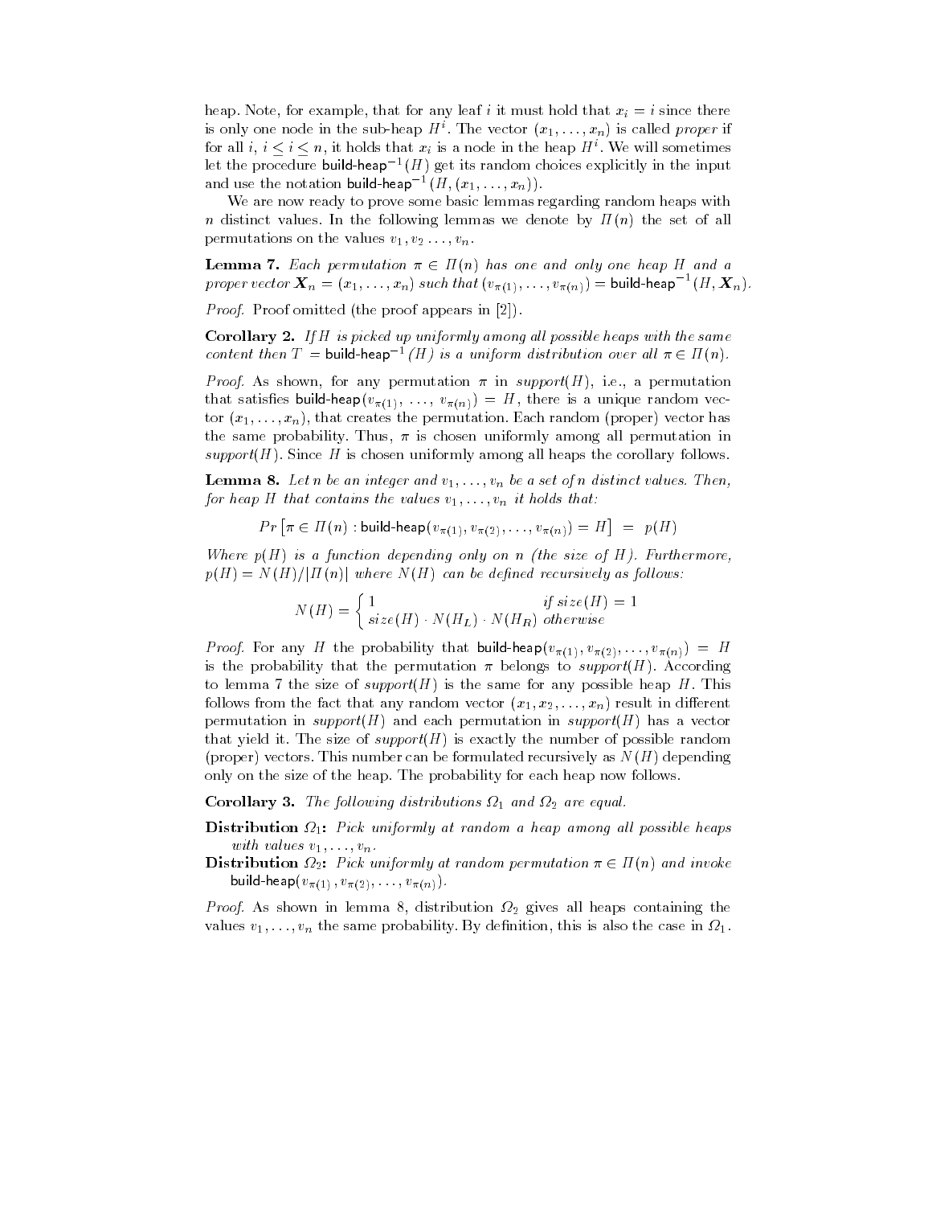heap. Note, for example, that for any leaf $i$ it must hold that $x_i = i$ since there is only one node in the sub-heap $H^i$. The vector $(x_1, \ldots, x_n)$ is called *proper* if for all $i$, $i \leq i \leq n$, it holds that $x_i$ is a node in the heap $H^i$. We will sometimes let the procedure $\mathsf{build\text{-}heap}^{-1}(H)$ get its random choices explicitly in the input and use the notation $\mathsf{build\text{-}heap}^{-1}(H, (x_1, \ldots, x_n))$.

We are now ready to prove some basic lemmas regarding random heaps with $n$ distinct values. In the following lemmas we denote by $\Pi(n)$ the set of all permutations on the values $v_1, v_2 \ldots, v_n$.

**Lemma 7.** *Each permutation $\pi \in \Pi(n)$ has one and only one heap $H$ and a proper vector $\boldsymbol{X}_n = (x_1, \ldots, x_n)$ such that $(v_{\pi(1)}, \ldots, v_{\pi(n)}) = \mathsf{build\text{-}heap}^{-1}(H, \boldsymbol{X}_n)$.*

*Proof.* Proof omitted (the proof appears in [2]).

**Corollary 2.** *If $H$ is picked up uniformly among all possible heaps with the same content then $T = \mathsf{build\text{-}heap}^{-1}(H)$ is a uniform distribution over all $\pi \in \Pi(n)$.*

*Proof.* As shown, for any permutation $\pi$ in *support*$(H)$, i.e., a permutation that satisfies $\mathsf{build\text{-}heap}(v_{\pi(1)}, \ldots, v_{\pi(n)}) = H$, there is a unique random vector $(x_1, \ldots, x_n)$, that creates the permutation. Each random (proper) vector has the same probability. Thus, $\pi$ is chosen uniformly among all permutation in *support*$(H)$. Since $H$ is chosen uniformly among all heaps the corollary follows.

**Lemma 8.** *Let $n$ be an integer and $v_1, \ldots, v_n$ be a set of $n$ distinct values. Then, for heap $H$ that contains the values $v_1, \ldots, v_n$ it holds that:*

$$Pr\left[\pi \in \Pi(n) : \mathsf{build\text{-}heap}(v_{\pi(1)}, v_{\pi(2)}, \ldots, v_{\pi(n)}) = H\right] = p(H)$$

*Where $p(H)$ is a function depending only on $n$ (the size of $H$). Furthermore, $p(H) = N(H)/|\Pi(n)|$ where $N(H)$ can be defined recursively as follows:*

$$N(H) = \begin{cases} 1 & \textit{if } size(H) = 1 \\ size(H) \cdot N(H_L) \cdot N(H_R) & \textit{otherwise} \end{cases}$$

*Proof.* For any $H$ the probability that $\mathsf{build\text{-}heap}(v_{\pi(1)}, v_{\pi(2)}, \ldots, v_{\pi(n)}) = H$ is the probability that the permutation $\pi$ belongs to *support*$(H)$. According to lemma 7 the size of *support*$(H)$ is the same for any possible heap $H$. This follows from the fact that any random vector $(x_1, x_2, \ldots, x_n)$ result in different permutation in *support*$(H)$ and each permutation in *support*$(H)$ has a vector that yield it. The size of *support*$(H)$ is exactly the number of possible random (proper) vectors. This number can be formulated recursively as $N(H)$ depending only on the size of the heap. The probability for each heap now follows.

**Corollary 3.** *The following distributions $\Omega_1$ and $\Omega_2$ are equal.*

**Distribution $\Omega_1$:** *Pick uniformly at random a heap among all possible heaps with values $v_1, \ldots, v_n$.*

**Distribution $\Omega_2$:** *Pick uniformly at random permutation $\pi \in \Pi(n)$ and invoke $\mathsf{build\text{-}heap}(v_{\pi(1)}, v_{\pi(2)}, \ldots, v_{\pi(n)})$.*

*Proof.* As shown in lemma 8, distribution $\Omega_2$ gives all heaps containing the values $v_1, \ldots, v_n$ the same probability. By definition, this is also the case in $\Omega_1$.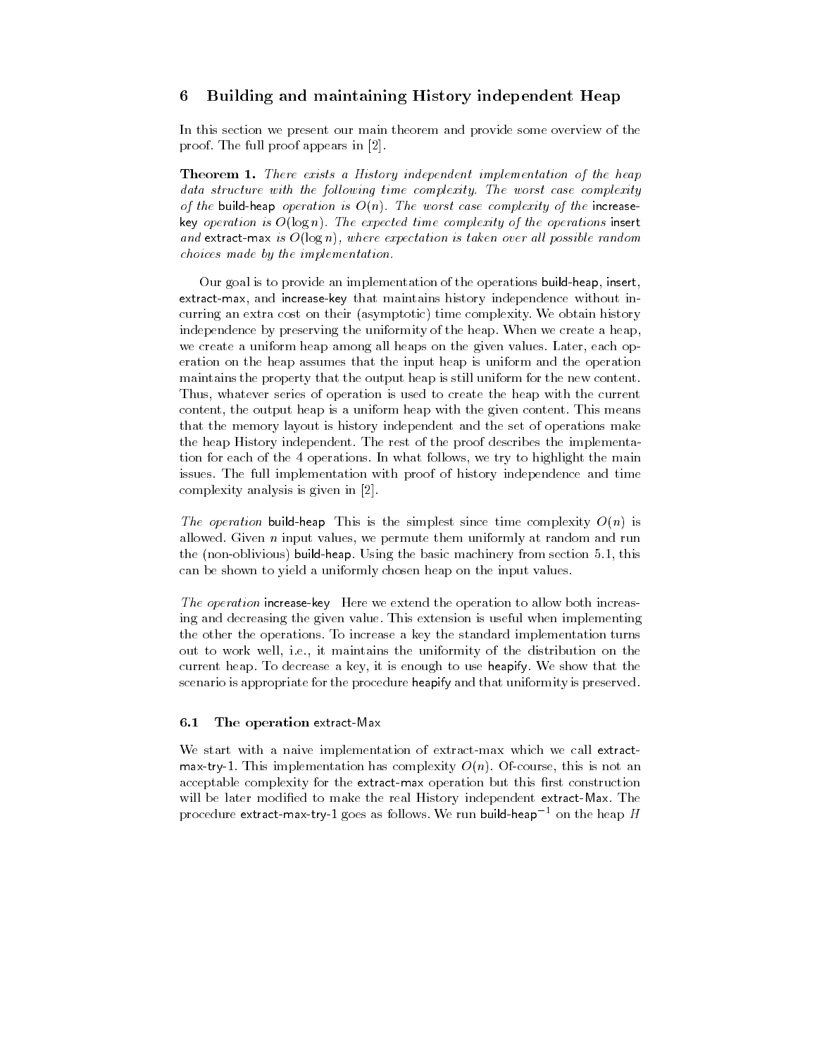## 6 Building and maintaining History independent Heap

In this section we present our main theorem and provide some overview of the proof. The full proof appears in [2].

**Theorem 1.** *There exists a History independent implementation of the heap data structure with the following time complexity. The worst case complexity of the* build-heap *operation is $O(n)$. The worst case complexity of the* increase-key *operation is $O(\log n)$. The expected time complexity of the operations* insert *and* extract-max *is $O(\log n)$, where expectation is taken over all possible random choices made by the implementation.*

Our goal is to provide an implementation of the operations build-heap, insert, extract-max, and increase-key that maintains history independence without incurring an extra cost on their (asymptotic) time complexity. We obtain history independence by preserving the uniformity of the heap. When we create a heap, we create a uniform heap among all heaps on the given values. Later, each operation on the heap assumes that the input heap is uniform and the operation maintains the property that the output heap is still uniform for the new content. Thus, whatever series of operation is used to create the heap with the current content, the output heap is a uniform heap with the given content. This means that the memory layout is history independent and the set of operations make the heap History independent. The rest of the proof describes the implementation for each of the 4 operations. In what follows, we try to highlight the main issues. The full implementation with proof of history independence and time complexity analysis is given in [2].

*The operation* build-heap This is the simplest since time complexity $O(n)$ is allowed. Given $n$ input values, we permute them uniformly at random and run the (non-oblivious) build-heap. Using the basic machinery from section 5.1, this can be shown to yield a uniformly chosen heap on the input values.

*The operation* increase-key Here we extend the operation to allow both increasing and decreasing the given value. This extension is useful when implementing the other the operations. To increase a key the standard implementation turns out to work well, i.e., it maintains the uniformity of the distribution on the current heap. To decrease a key, it is enough to use heapify. We show that the scenario is appropriate for the procedure heapify and that uniformity is preserved.

### 6.1 The operation extract-Max

We start with a naive implementation of extract-max which we call extract-max-try-1. This implementation has complexity $O(n)$. Of-course, this is not an acceptable complexity for the extract-max operation but this first construction will be later modified to make the real History independent extract-Max. The procedure extract-max-try-1 goes as follows. We run build-heap$^{-1}$ on the heap $H$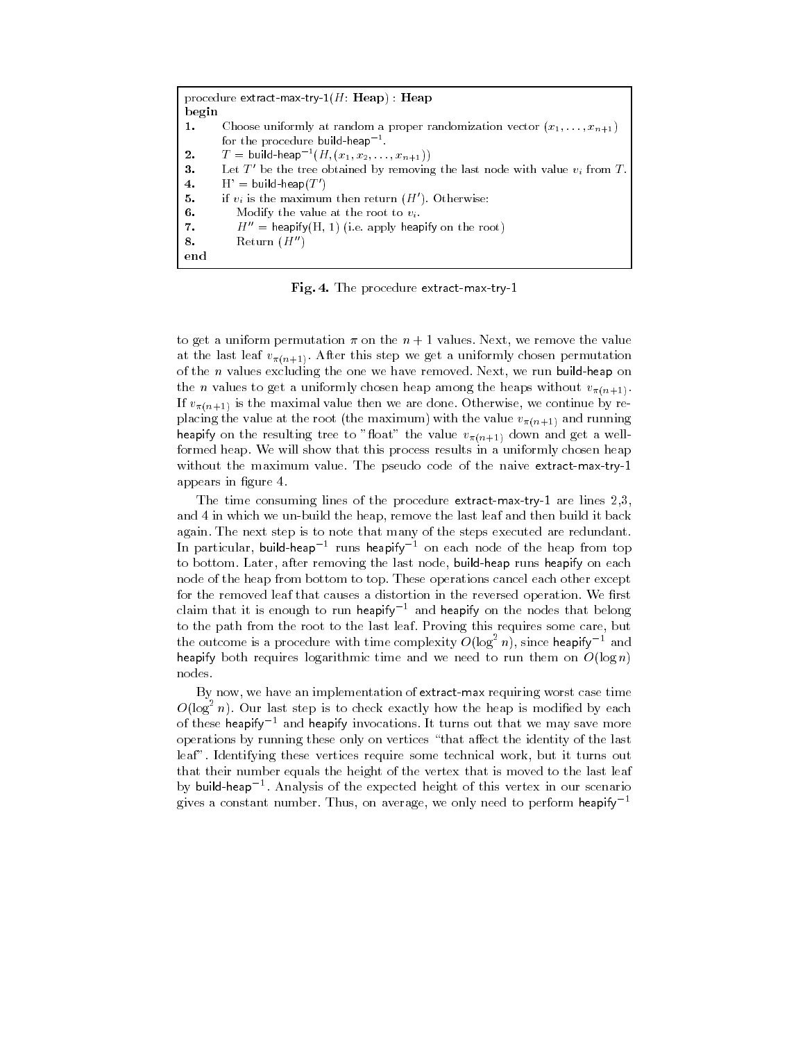```
procedure extract-max-try-1(H: Heap) : Heap
begin
1.    Choose uniformly at random a proper randomization vector (x_1, ..., x_{n+1})
      for the procedure build-heap^{-1}.
2.    T = build-heap^{-1}(H, (x_1, x_2, ..., x_{n+1}))
3.    Let T' be the tree obtained by removing the last node with value v_i from T.
4.    H' = build-heap(T')
5.    if v_i is the maximum then return (H'). Otherwise:
6.        Modify the value at the root to v_i.
7.        H'' = heapify(H, 1) (i.e. apply heapify on the root)
8.        Return (H'')
end
```

**Fig. 4.** The procedure extract-max-try-1

to get a uniform permutation $\pi$ on the $n+1$ values. Next, we remove the value at the last leaf $v_{\pi(n+1)}$. After this step we get a uniformly chosen permutation of the $n$ values excluding the one we have removed. Next, we run build-heap on the $n$ values to get a uniformly chosen heap among the heaps without $v_{\pi(n+1)}$. If $v_{\pi(n+1)}$ is the maximal value then we are done. Otherwise, we continue by replacing the value at the root (the maximum) with the value $v_{\pi(n+1)}$ and running heapify on the resulting tree to "float" the value $v_{\pi(n+1)}$ down and get a well-formed heap. We will show that this process results in a uniformly chosen heap without the maximum value. The pseudo code of the naive extract-max-try-1 appears in figure 4.

The time consuming lines of the procedure extract-max-try-1 are lines 2,3, and 4 in which we un-build the heap, remove the last leaf and then build it back again. The next step is to note that many of the steps executed are redundant. In particular, build-heap$^{-1}$ runs heapify$^{-1}$ on each node of the heap from top to bottom. Later, after removing the last node, build-heap runs heapify on each node of the heap from bottom to top. These operations cancel each other except for the removed leaf that causes a distortion in the reversed operation. We first claim that it is enough to run heapify$^{-1}$ and heapify on the nodes that belong to the path from the root to the last leaf. Proving this requires some care, but the outcome is a procedure with time complexity $O(\log^2 n)$, since heapify$^{-1}$ and heapify both requires logarithmic time and we need to run them on $O(\log n)$ nodes.

By now, we have an implementation of extract-max requiring worst case time $O(\log^2 n)$. Our last step is to check exactly how the heap is modified by each of these heapify$^{-1}$ and heapify invocations. It turns out that we may save more operations by running these only on vertices "that affect the identity of the last leaf". Identifying these vertices require some technical work, but it turns out that their number equals the height of the vertex that is moved to the last leaf by build-heap$^{-1}$. Analysis of the expected height of this vertex in our scenario gives a constant number. Thus, on average, we only need to perform heapify$^{-1}$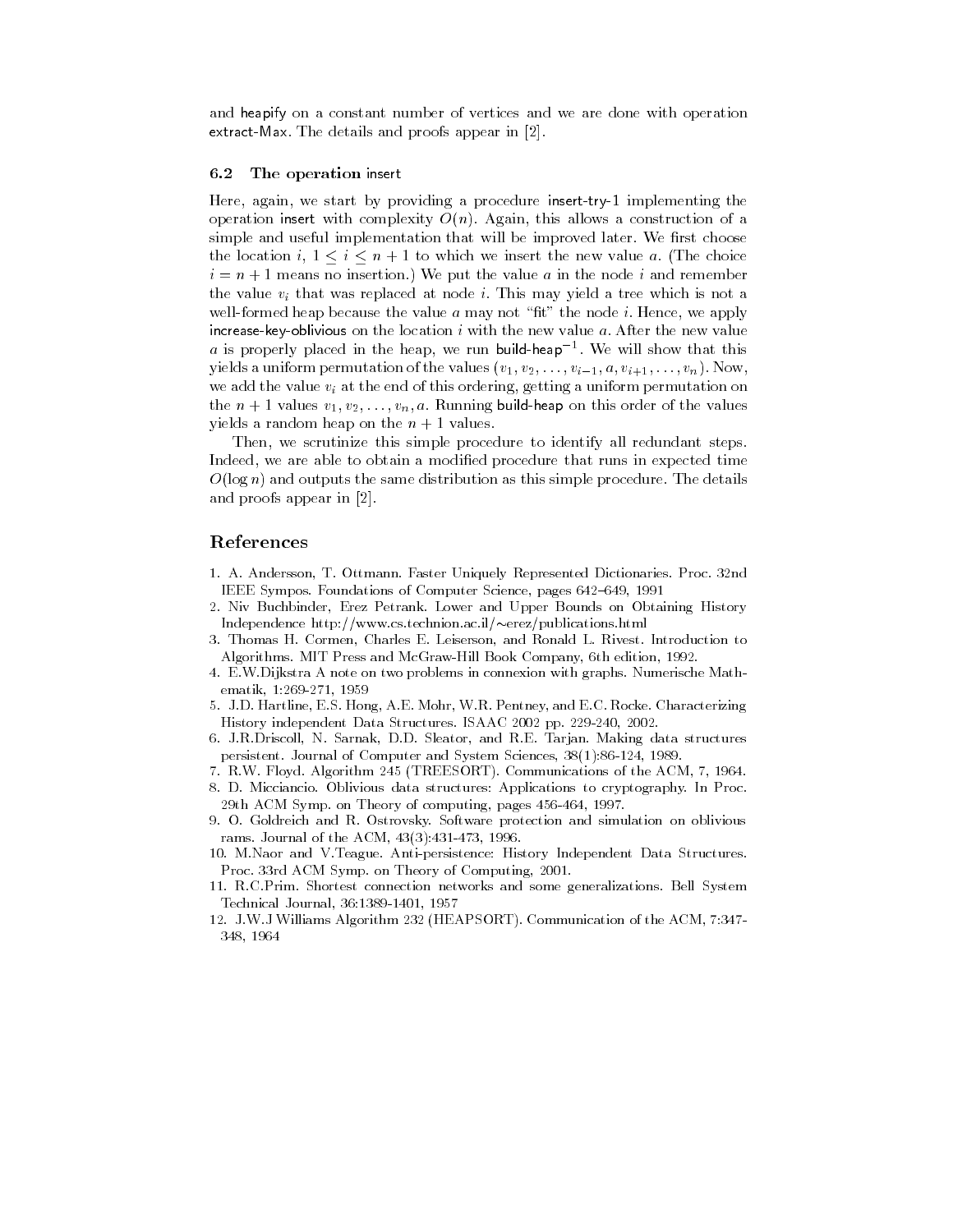and heapify on a constant number of vertices and we are done with operation extract-Max. The details and proofs appear in [2].

### 6.2 The operation insert

Here, again, we start by providing a procedure insert-try-1 implementing the operation insert with complexity $O(n)$. Again, this allows a construction of a simple and useful implementation that will be improved later. We first choose the location $i$, $1 \leq i \leq n+1$ to which we insert the new value $a$. (The choice $i = n+1$ means no insertion.) We put the value $a$ in the node $i$ and remember the value $v_i$ that was replaced at node $i$. This may yield a tree which is not a well-formed heap because the value $a$ may not "fit" the node $i$. Hence, we apply increase-key-oblivious on the location $i$ with the new value $a$. After the new value $a$ is properly placed in the heap, we run build-heap$^{-1}$. We will show that this yields a uniform permutation of the values $(v_1, v_2, \ldots, v_{i-1}, a, v_{i+1}, \ldots, v_n)$. Now, we add the value $v_i$ at the end of this ordering, getting a uniform permutation on the $n+1$ values $v_1, v_2, \ldots, v_n, a$. Running build-heap on this order of the values yields a random heap on the $n+1$ values.

Then, we scrutinize this simple procedure to identify all redundant steps. Indeed, we are able to obtain a modified procedure that runs in expected time $O(\log n)$ and outputs the same distribution as this simple procedure. The details and proofs appear in [2].

## References

1. A. Andersson, T. Ottmann. Faster Uniquely Represented Dictionaries. Proc. 32nd IEEE Sympos. Foundations of Computer Science, pages 642–649, 1991
2. Niv Buchbinder, Erez Petrank. Lower and Upper Bounds on Obtaining History Independence http://www.cs.technion.ac.il/~erez/publications.html
3. Thomas H. Cormen, Charles E. Leiserson, and Ronald L. Rivest. Introduction to Algorithms. MIT Press and McGraw-Hill Book Company, 6th edition, 1992.
4. E.W.Dijkstra A note on two problems in connexion with graphs. Numerische Mathematik, 1:269-271, 1959
5. J.D. Hartline, E.S. Hong, A.E. Mohr, W.R. Pentney, and E.C. Rocke. Characterizing History independent Data Structures. ISAAC 2002 pp. 229-240, 2002.
6. J.R.Driscoll, N. Sarnak, D.D. Sleator, and R.E. Tarjan. Making data structures persistent. Journal of Computer and System Sciences, 38(1):86-124, 1989.
7. R.W. Floyd. Algorithm 245 (TREESORT). Communications of the ACM, 7, 1964.
8. D. Micciancio. Oblivious data structures: Applications to cryptography. In Proc. 29th ACM Symp. on Theory of computing, pages 456-464, 1997.
9. O. Goldreich and R. Ostrovsky. Software protection and simulation on oblivious rams. Journal of the ACM, 43(3):431-473, 1996.
10. M.Naor and V.Teague. Anti-persistence: History Independent Data Structures. Proc. 33rd ACM Symp. on Theory of Computing, 2001.
11. R.C.Prim. Shortest connection networks and some generalizations. Bell System Technical Journal, 36:1389-1401, 1957
12. J.W.J Williams Algorithm 232 (HEAPSORT). Communication of the ACM, 7:347-348, 1964